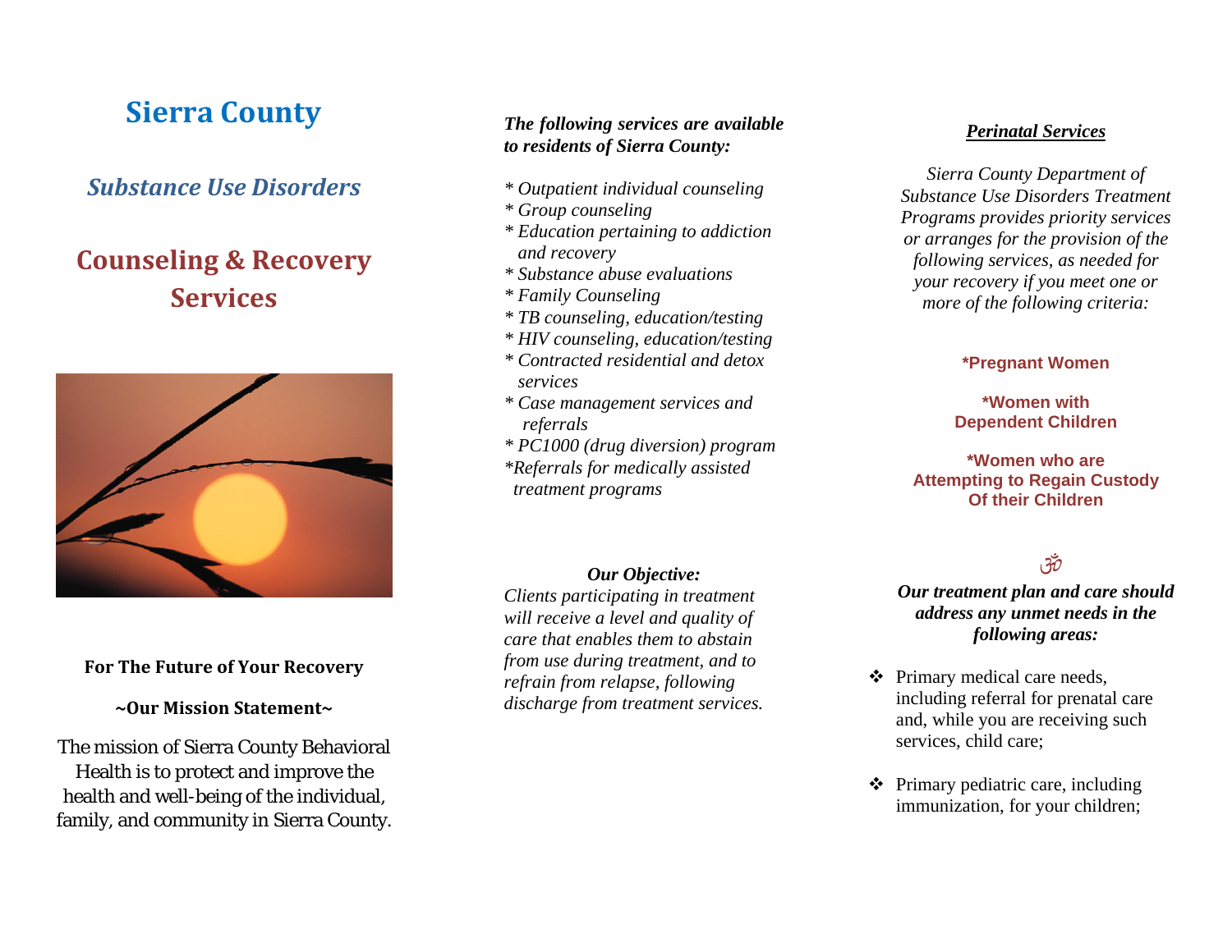# Sierra County

## *Substance Use Disorders*

## Counseling & Recovery Services

**For The Future of Your Recovery**

**~Our Mission Statement~**

The mission of Sierra County Behavioral Health is to protect and improve the health and well-being of the individual, family, and community in Sierra County.

***The following services are available to residents of Sierra County:***

*\* Outpatient individual counseling*
*\* Group counseling*
*\* Education pertaining to addiction and recovery*
*\* Substance abuse evaluations*
*\* Family Counseling*
*\* TB counseling, education/testing*
*\* HIV counseling, education/testing*
*\* Contracted residential and detox services*
*\* Case management services and referrals*
*\* PC1000 (drug diversion) program*
*\*Referrals for medically assisted treatment programs*

***Our Objective:***

*Clients participating in treatment will receive a level and quality of care that enables them to abstain from use during treatment, and to refrain from relapse, following discharge from treatment services.*

***Perinatal Services***

*Sierra County Department of Substance Use Disorders Treatment Programs provides priority services or arranges for the provision of the following services, as needed for your recovery if you meet one or more of the following criteria:*

**\*Pregnant Women**

**\*Women with Dependent Children**

**\*Women who are Attempting to Regain Custody Of their Children**

ॐ

***Our treatment plan and care should address any unmet needs in the following areas:***

- Primary medical care needs, including referral for prenatal care and, while you are receiving such services, child care;
- Primary pediatric care, including immunization, for your children;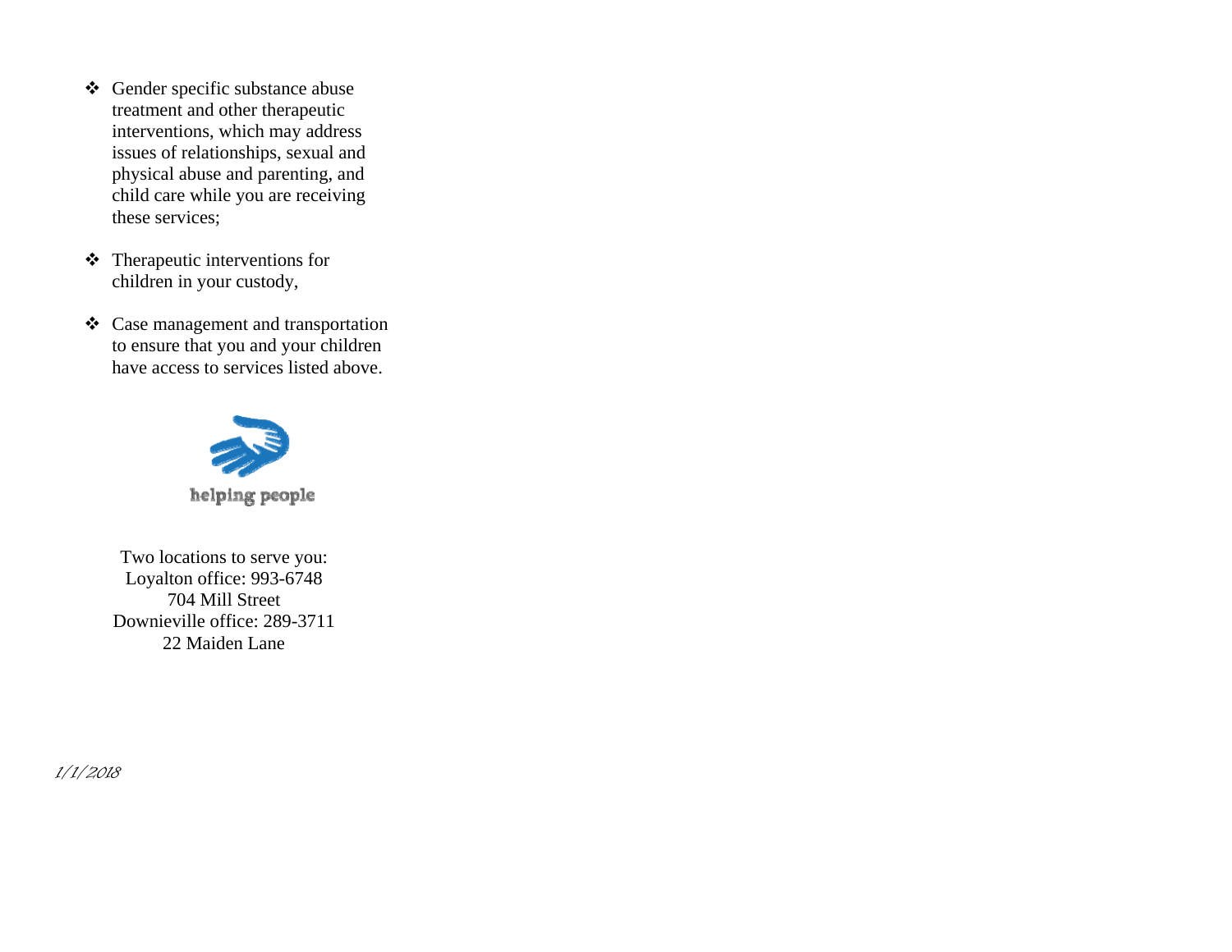- Gender specific substance abuse treatment and other therapeutic interventions, which may address issues of relationships, sexual and physical abuse and parenting, and child care while you are receiving these services;

- Therapeutic interventions for children in your custody,

- Case management and transportation to ensure that you and your children have access to services listed above.

helping people

Two locations to serve you:
Loyalton office: 993-6748
704 Mill Street
Downieville office: 289-3711
22 Maiden Lane

*1/1/2018*